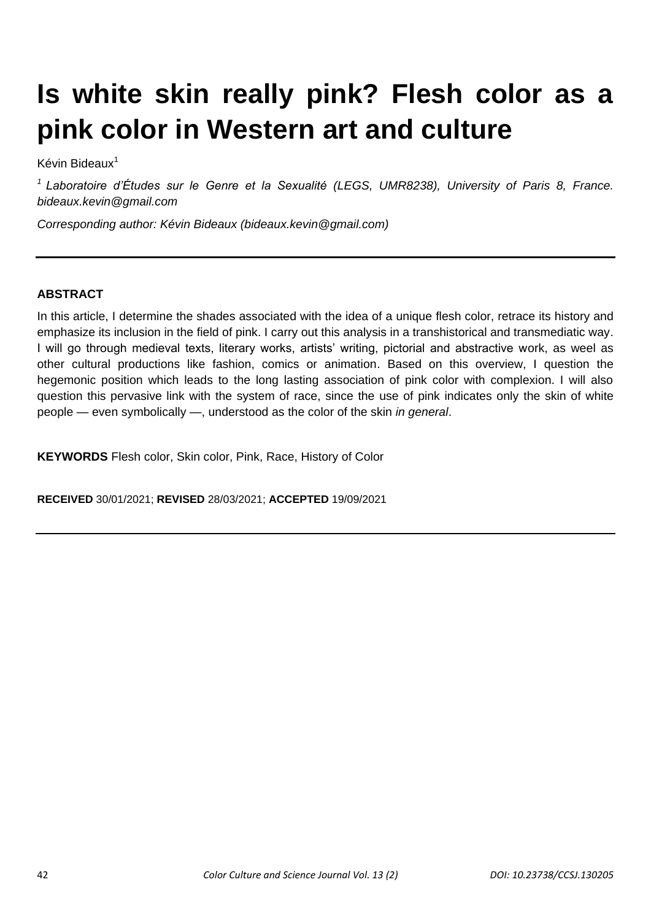# Is white skin really pink? Flesh color as a pink color in Western art and culture

Kévin Bideaux[1]

*[1] Laboratoire d'Études sur le Genre et la Sexualité (LEGS, UMR8238), University of Paris 8, France. bideaux.kevin@gmail.com*

*Corresponding author: Kévin Bideaux (bideaux.kevin@gmail.com)*

---

**ABSTRACT**

In this article, I determine the shades associated with the idea of a unique flesh color, retrace its history and emphasize its inclusion in the field of pink. I carry out this analysis in a transhistorical and transmediatic way. I will go through medieval texts, literary works, artists' writing, pictorial and abstractive work, as weel as other cultural productions like fashion, comics or animation. Based on this overview, I question the hegemonic position which leads to the long lasting association of pink color with complexion. I will also question this pervasive link with the system of race, since the use of pink indicates only the skin of white people — even symbolically —, understood as the color of the skin *in general*.

**KEYWORDS** Flesh color, Skin color, Pink, Race, History of Color

**RECEIVED** 30/01/2021; **REVISED** 28/03/2021; **ACCEPTED** 19/09/2021

---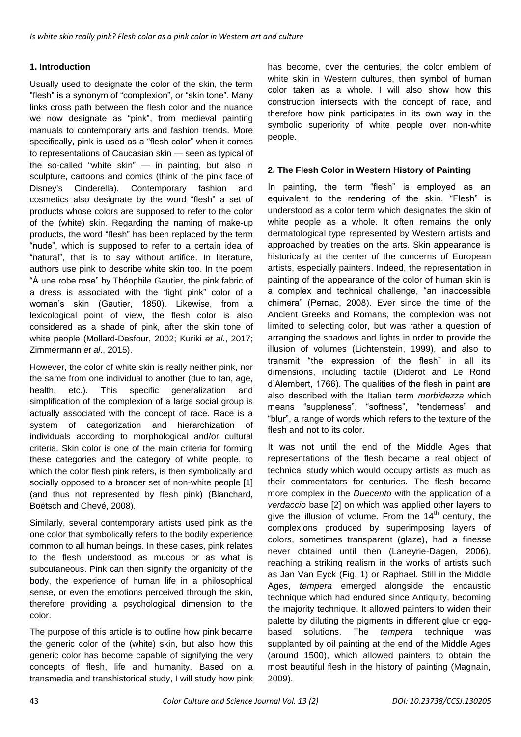## 1. Introduction

Usually used to designate the color of the skin, the term "flesh" is a synonym of "complexion", or "skin tone". Many links cross path between the flesh color and the nuance we now designate as "pink", from medieval painting manuals to contemporary arts and fashion trends. More specifically, pink is used as a "flesh color" when it comes to representations of Caucasian skin — seen as typical of the so-called "white skin" — in painting, but also in sculpture, cartoons and comics (think of the pink face of Disney's Cinderella). Contemporary fashion and cosmetics also designate by the word "flesh" a set of products whose colors are supposed to refer to the color of the (white) skin. Regarding the naming of make-up products, the word "flesh" has been replaced by the term "nude", which is supposed to refer to a certain idea of "natural", that is to say without artifice. In literature, authors use pink to describe white skin too. In the poem "À une robe rose" by Théophile Gautier, the pink fabric of a dress is associated with the "light pink" color of a woman's skin (Gautier, 1850). Likewise, from a lexicological point of view, the flesh color is also considered as a shade of pink, after the skin tone of white people (Mollard-Desfour, 2002; Kuriki *et al.*, 2017; Zimmermann *et al*., 2015).

However, the color of white skin is really neither pink, nor the same from one individual to another (due to tan, age, health, etc.). This specific generalization and simplification of the complexion of a large social group is actually associated with the concept of race. Race is a system of categorization and hierarchization of individuals according to morphological and/or cultural criteria. Skin color is one of the main criteria for forming these categories and the category of white people, to which the color flesh pink refers, is then symbolically and socially opposed to a broader set of non-white people [1] (and thus not represented by flesh pink) (Blanchard, Boëtsch and Chevé, 2008).

Similarly, several contemporary artists used pink as the one color that symbolically refers to the bodily experience common to all human beings. In these cases, pink relates to the flesh understood as mucous or as what is subcutaneous. Pink can then signify the organicity of the body, the experience of human life in a philosophical sense, or even the emotions perceived through the skin, therefore providing a psychological dimension to the color.

The purpose of this article is to outline how pink became the generic color of the (white) skin, but also how this generic color has become capable of signifying the very concepts of flesh, life and humanity. Based on a transmedia and transhistorical study, I will study how pink has become, over the centuries, the color emblem of white skin in Western cultures, then symbol of human color taken as a whole. I will also show how this construction intersects with the concept of race, and therefore how pink participates in its own way in the symbolic superiority of white people over non-white people.

## 2. The Flesh Color in Western History of Painting

In painting, the term "flesh" is employed as an equivalent to the rendering of the skin. "Flesh" is understood as a color term which designates the skin of white people as a whole. It often remains the only dermatological type represented by Western artists and approached by treaties on the arts. Skin appearance is historically at the center of the concerns of European artists, especially painters. Indeed, the representation in painting of the appearance of the color of human skin is a complex and technical challenge, "an inaccessible chimera" (Pernac, 2008). Ever since the time of the Ancient Greeks and Romans, the complexion was not limited to selecting color, but was rather a question of arranging the shadows and lights in order to provide the illusion of volumes (Lichtenstein, 1999), and also to transmit "the expression of the flesh" in all its dimensions, including tactile (Diderot and Le Rond d'Alembert, 1766). The qualities of the flesh in paint are also described with the Italian term *morbidezza* which means "suppleness", "softness", "tenderness" and "blur", a range of words which refers to the texture of the flesh and not to its color.

It was not until the end of the Middle Ages that representations of the flesh became a real object of technical study which would occupy artists as much as their commentators for centuries. The flesh became more complex in the *Duecento* with the application of a *verdaccio* base [2] on which was applied other layers to give the illusion of volume. From the 14th century, the complexions produced by superimposing layers of colors, sometimes transparent (glaze), had a finesse never obtained until then (Laneyrie-Dagen, 2006), reaching a striking realism in the works of artists such as Jan Van Eyck (Fig. 1) or Raphael. Still in the Middle Ages, *tempera* emerged alongside the encaustic technique which had endured since Antiquity, becoming the majority technique. It allowed painters to widen their palette by diluting the pigments in different glue or egg-based solutions. The *tempera* technique was supplanted by oil painting at the end of the Middle Ages (around 1500), which allowed painters to obtain the most beautiful flesh in the history of painting (Magnain, 2009).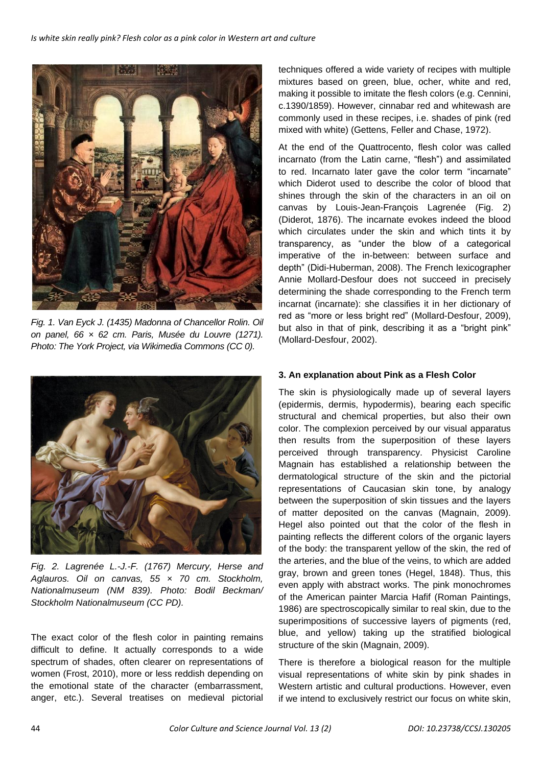Fig. 1. Van Eyck J. (1435) Madonna of Chancellor Rolin. Oil on panel, 66 × 62 cm. Paris, Musée du Louvre (1271). Photo: The York Project, via Wikimedia Commons (CC 0).

Fig. 2. Lagrenée L.-J.-F. (1767) Mercury, Herse and Aglauros. Oil on canvas, 55 × 70 cm. Stockholm, Nationalmuseum (NM 839). Photo: Bodil Beckman/ Stockholm Nationalmuseum (CC PD).

The exact color of the flesh color in painting remains difficult to define. It actually corresponds to a wide spectrum of shades, often clearer on representations of women (Frost, 2010), more or less reddish depending on the emotional state of the character (embarrassment, anger, etc.). Several treatises on medieval pictorial techniques offered a wide variety of recipes with multiple mixtures based on green, blue, ocher, white and red, making it possible to imitate the flesh colors (e.g. Cennini, c.1390/1859). However, cinnabar red and whitewash are commonly used in these recipes, i.e. shades of pink (red mixed with white) (Gettens, Feller and Chase, 1972).

At the end of the Quattrocento, flesh color was called incarnato (from the Latin carne, "flesh") and assimilated to red. Incarnato later gave the color term "incarnate" which Diderot used to describe the color of blood that shines through the skin of the characters in an oil on canvas by Louis-Jean-François Lagrenée (Fig. 2) (Diderot, 1876). The incarnate evokes indeed the blood which circulates under the skin and which tints it by transparency, as "under the blow of a categorical imperative of the in-between: between surface and depth" (Didi-Huberman, 2008). The French lexicographer Annie Mollard-Desfour does not succeed in precisely determining the shade corresponding to the French term incarnat (incarnate): she classifies it in her dictionary of red as "more or less bright red" (Mollard-Desfour, 2009), but also in that of pink, describing it as a "bright pink" (Mollard-Desfour, 2002).

### 3. An explanation about Pink as a Flesh Color

The skin is physiologically made up of several layers (epidermis, dermis, hypodermis), bearing each specific structural and chemical properties, but also their own color. The complexion perceived by our visual apparatus then results from the superposition of these layers perceived through transparency. Physicist Caroline Magnain has established a relationship between the dermatological structure of the skin and the pictorial representations of Caucasian skin tone, by analogy between the superposition of skin tissues and the layers of matter deposited on the canvas (Magnain, 2009). Hegel also pointed out that the color of the flesh in painting reflects the different colors of the organic layers of the body: the transparent yellow of the skin, the red of the arteries, and the blue of the veins, to which are added gray, brown and green tones (Hegel, 1848). Thus, this even apply with abstract works. The pink monochromes of the American painter Marcia Hafif (Roman Paintings, 1986) are spectroscopically similar to real skin, due to the superimpositions of successive layers of pigments (red, blue, and yellow) taking up the stratified biological structure of the skin (Magnain, 2009).

There is therefore a biological reason for the multiple visual representations of white skin by pink shades in Western artistic and cultural productions. However, even if we intend to exclusively restrict our focus on white skin,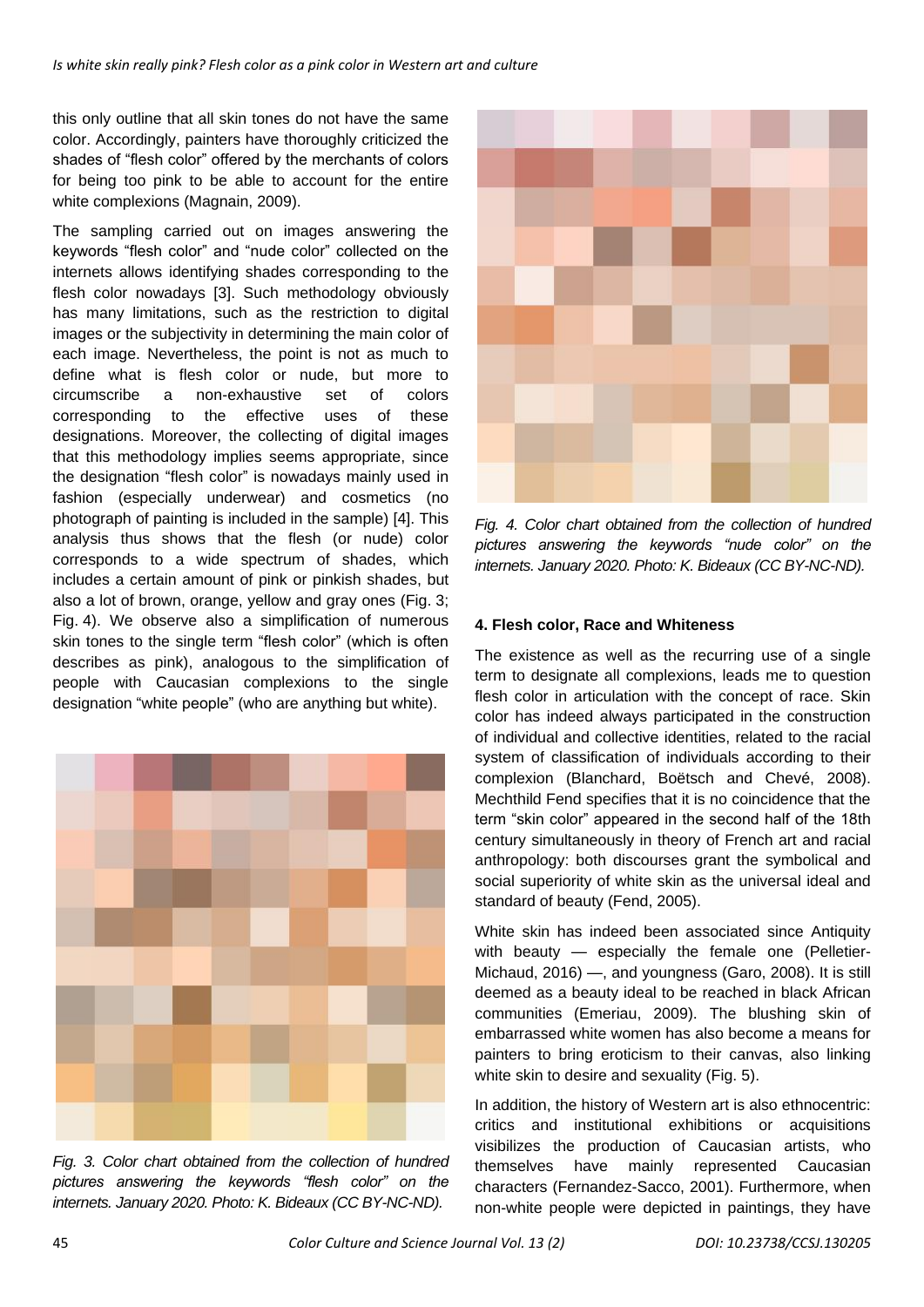this only outline that all skin tones do not have the same color. Accordingly, painters have thoroughly criticized the shades of "flesh color" offered by the merchants of colors for being too pink to be able to account for the entire white complexions (Magnain, 2009).

The sampling carried out on images answering the keywords "flesh color" and "nude color" collected on the internets allows identifying shades corresponding to the flesh color nowadays [3]. Such methodology obviously has many limitations, such as the restriction to digital images or the subjectivity in determining the main color of each image. Nevertheless, the point is not as much to define what is flesh color or nude, but more to circumscribe a non-exhaustive set of colors corresponding to the effective uses of these designations. Moreover, the collecting of digital images that this methodology implies seems appropriate, since the designation "flesh color" is nowadays mainly used in fashion (especially underwear) and cosmetics (no photograph of painting is included in the sample) [4]. This analysis thus shows that the flesh (or nude) color corresponds to a wide spectrum of shades, which includes a certain amount of pink or pinkish shades, but also a lot of brown, orange, yellow and gray ones (Fig. 3; Fig. 4). We observe also a simplification of numerous skin tones to the single term "flesh color" (which is often describes as pink), analogous to the simplification of people with Caucasian complexions to the single designation "white people" (who are anything but white).

*Fig. 3. Color chart obtained from the collection of hundred pictures answering the keywords "flesh color" on the internets. January 2020. Photo: K. Bideaux (CC BY-NC-ND).*

*Fig. 4. Color chart obtained from the collection of hundred pictures answering the keywords "nude color" on the internets. January 2020. Photo: K. Bideaux (CC BY-NC-ND).*

#### 4. Flesh color, Race and Whiteness

The existence as well as the recurring use of a single term to designate all complexions, leads me to question flesh color in articulation with the concept of race. Skin color has indeed always participated in the construction of individual and collective identities, related to the racial system of classification of individuals according to their complexion (Blanchard, Boëtsch and Chevé, 2008). Mechthild Fend specifies that it is no coincidence that the term "skin color" appeared in the second half of the 18th century simultaneously in theory of French art and racial anthropology: both discourses grant the symbolical and social superiority of white skin as the universal ideal and standard of beauty (Fend, 2005).

White skin has indeed been associated since Antiquity with beauty — especially the female one (Pelletier-Michaud, 2016) —, and youngness (Garo, 2008). It is still deemed as a beauty ideal to be reached in black African communities (Emeriau, 2009). The blushing skin of embarrassed white women has also become a means for painters to bring eroticism to their canvas, also linking white skin to desire and sexuality (Fig. 5).

In addition, the history of Western art is also ethnocentric: critics and institutional exhibitions or acquisitions visibilizes the production of Caucasian artists, who themselves have mainly represented Caucasian characters (Fernandez-Sacco, 2001). Furthermore, when non-white people were depicted in paintings, they have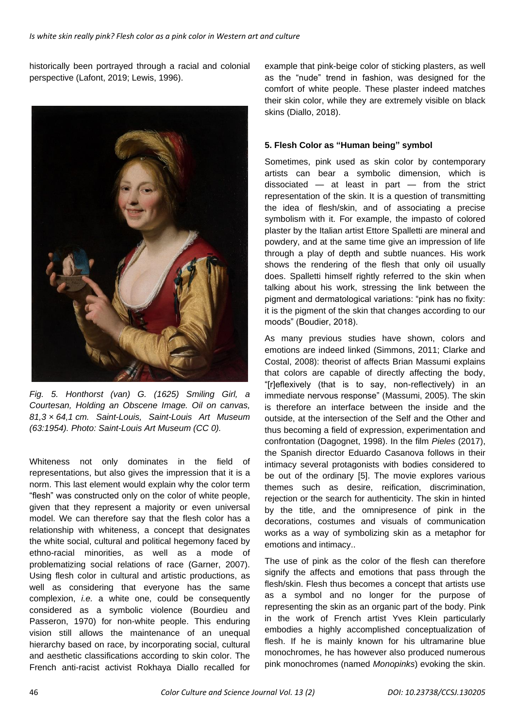historically been portrayed through a racial and colonial perspective (Lafont, 2019; Lewis, 1996).

*Fig. 5. Honthorst (van) G. (1625) Smiling Girl, a Courtesan, Holding an Obscene Image. Oil on canvas, 81,3 × 64,1 cm. Saint-Louis, Saint-Louis Art Museum (63:1954). Photo: Saint-Louis Art Museum (CC 0).*

Whiteness not only dominates in the field of representations, but also gives the impression that it is a norm. This last element would explain why the color term "flesh" was constructed only on the color of white people, given that they represent a majority or even universal model. We can therefore say that the flesh color has a relationship with whiteness, a concept that designates the white social, cultural and political hegemony faced by ethno-racial minorities, as well as a mode of problematizing social relations of race (Garner, 2007). Using flesh color in cultural and artistic productions, as well as considering that everyone has the same complexion, *i.e.* a white one, could be consequently considered as a symbolic violence (Bourdieu and Passeron, 1970) for non-white people. This enduring vision still allows the maintenance of an unequal hierarchy based on race, by incorporating social, cultural and aesthetic classifications according to skin color. The French anti-racist activist Rokhaya Diallo recalled for example that pink-beige color of sticking plasters, as well as the "nude" trend in fashion, was designed for the comfort of white people. These plaster indeed matches their skin color, while they are extremely visible on black skins (Diallo, 2018).

**5. Flesh Color as "Human being" symbol**

Sometimes, pink used as skin color by contemporary artists can bear a symbolic dimension, which is dissociated — at least in part — from the strict representation of the skin. It is a question of transmitting the idea of flesh/skin, and of associating a precise symbolism with it. For example, the impasto of colored plaster by the Italian artist Ettore Spalletti are mineral and powdery, and at the same time give an impression of life through a play of depth and subtle nuances. His work shows the rendering of the flesh that only oil usually does. Spalletti himself rightly referred to the skin when talking about his work, stressing the link between the pigment and dermatological variations: "pink has no fixity: it is the pigment of the skin that changes according to our moods" (Boudier, 2018).

As many previous studies have shown, colors and emotions are indeed linked (Simmons, 2011; Clarke and Costal, 2008): theorist of affects Brian Massumi explains that colors are capable of directly affecting the body, "[r]eflexively (that is to say, non-reflectively) in an immediate nervous response" (Massumi, 2005). The skin is therefore an interface between the inside and the outside, at the intersection of the Self and the Other and thus becoming a field of expression, experimentation and confrontation (Dagognet, 1998). In the film *Pieles* (2017), the Spanish director Eduardo Casanova follows in their intimacy several protagonists with bodies considered to be out of the ordinary [5]. The movie explores various themes such as desire, reification, discrimination, rejection or the search for authenticity. The skin in hinted by the title, and the omnipresence of pink in the decorations, costumes and visuals of communication works as a way of symbolizing skin as a metaphor for emotions and intimacy..

The use of pink as the color of the flesh can therefore signify the affects and emotions that pass through the flesh/skin. Flesh thus becomes a concept that artists use as a symbol and no longer for the purpose of representing the skin as an organic part of the body. Pink in the work of French artist Yves Klein particularly embodies a highly accomplished conceptualization of flesh. If he is mainly known for his ultramarine blue monochromes, he has however also produced numerous pink monochromes (named *Monopinks*) evoking the skin.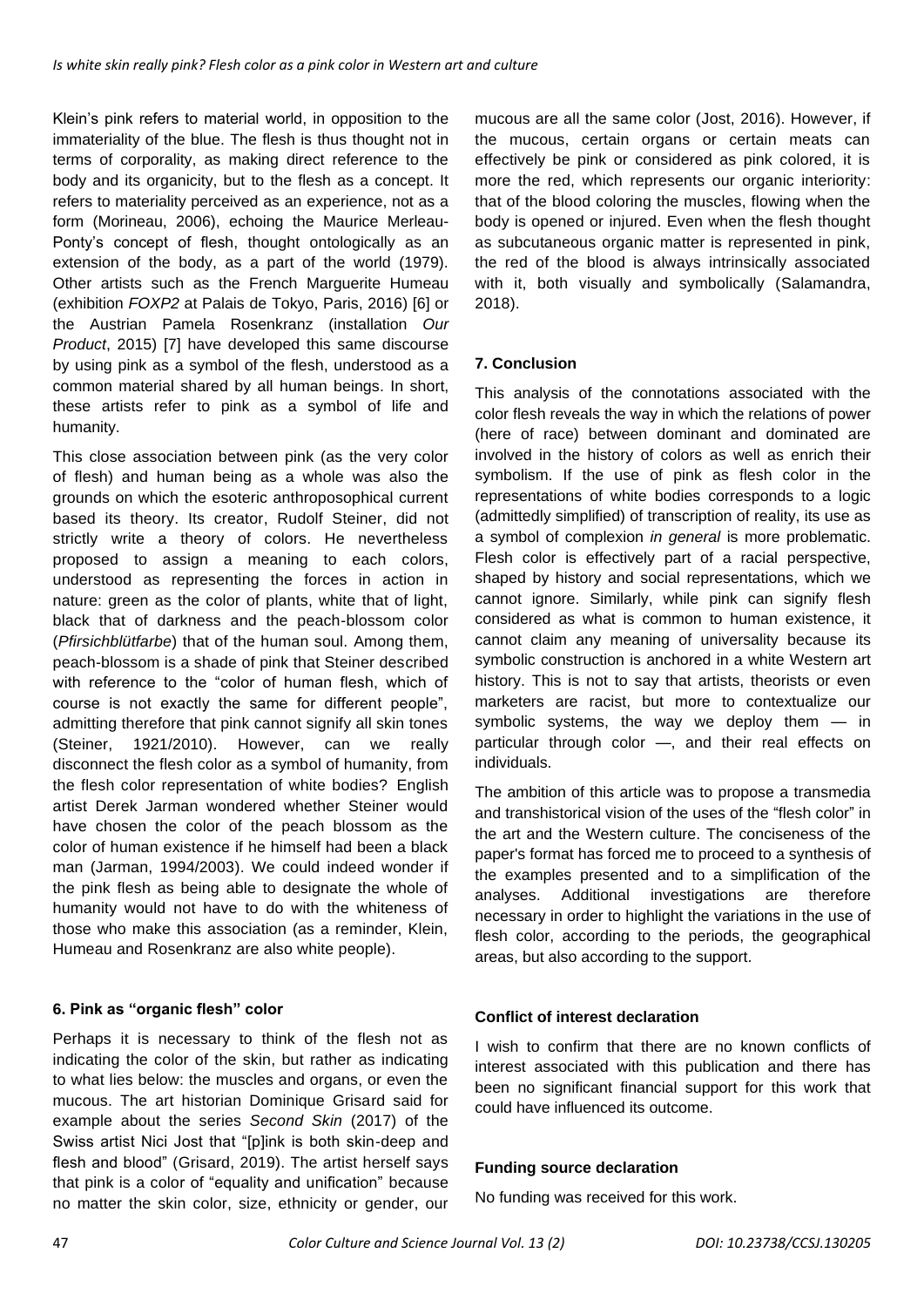Klein's pink refers to material world, in opposition to the immateriality of the blue. The flesh is thus thought not in terms of corporality, as making direct reference to the body and its organicity, but to the flesh as a concept. It refers to materiality perceived as an experience, not as a form (Morineau, 2006), echoing the Maurice Merleau-Ponty's concept of flesh, thought ontologically as an extension of the body, as a part of the world (1979). Other artists such as the French Marguerite Humeau (exhibition *FOXP2* at Palais de Tokyo, Paris, 2016) [6] or the Austrian Pamela Rosenkranz (installation *Our Product*, 2015) [7] have developed this same discourse by using pink as a symbol of the flesh, understood as a common material shared by all human beings. In short, these artists refer to pink as a symbol of life and humanity.

This close association between pink (as the very color of flesh) and human being as a whole was also the grounds on which the esoteric anthroposophical current based its theory. Its creator, Rudolf Steiner, did not strictly write a theory of colors. He nevertheless proposed to assign a meaning to each colors, understood as representing the forces in action in nature: green as the color of plants, white that of light, black that of darkness and the peach-blossom color (*Pfirsichblütfarbe*) that of the human soul. Among them, peach-blossom is a shade of pink that Steiner described with reference to the "color of human flesh, which of course is not exactly the same for different people", admitting therefore that pink cannot signify all skin tones (Steiner, 1921/2010). However, can we really disconnect the flesh color as a symbol of humanity, from the flesh color representation of white bodies? English artist Derek Jarman wondered whether Steiner would have chosen the color of the peach blossom as the color of human existence if he himself had been a black man (Jarman, 1994/2003). We could indeed wonder if the pink flesh as being able to designate the whole of humanity would not have to do with the whiteness of those who make this association (as a reminder, Klein, Humeau and Rosenkranz are also white people).

### 6. Pink as "organic flesh" color

Perhaps it is necessary to think of the flesh not as indicating the color of the skin, but rather as indicating to what lies below: the muscles and organs, or even the mucous. The art historian Dominique Grisard said for example about the series *Second Skin* (2017) of the Swiss artist Nici Jost that "[p]ink is both skin-deep and flesh and blood" (Grisard, 2019). The artist herself says that pink is a color of "equality and unification" because no matter the skin color, size, ethnicity or gender, our mucous are all the same color (Jost, 2016). However, if the mucous, certain organs or certain meats can effectively be pink or considered as pink colored, it is more the red, which represents our organic interiority: that of the blood coloring the muscles, flowing when the body is opened or injured. Even when the flesh thought as subcutaneous organic matter is represented in pink, the red of the blood is always intrinsically associated with it, both visually and symbolically (Salamandra, 2018).

### 7. Conclusion

This analysis of the connotations associated with the color flesh reveals the way in which the relations of power (here of race) between dominant and dominated are involved in the history of colors as well as enrich their symbolism. If the use of pink as flesh color in the representations of white bodies corresponds to a logic (admittedly simplified) of transcription of reality, its use as a symbol of complexion *in general* is more problematic. Flesh color is effectively part of a racial perspective, shaped by history and social representations, which we cannot ignore. Similarly, while pink can signify flesh considered as what is common to human existence, it cannot claim any meaning of universality because its symbolic construction is anchored in a white Western art history. This is not to say that artists, theorists or even marketers are racist, but more to contextualize our symbolic systems, the way we deploy them — in particular through color —, and their real effects on individuals.

The ambition of this article was to propose a transmedia and transhistorical vision of the uses of the "flesh color" in the art and the Western culture. The conciseness of the paper's format has forced me to proceed to a synthesis of the examples presented and to a simplification of the analyses. Additional investigations are therefore necessary in order to highlight the variations in the use of flesh color, according to the periods, the geographical areas, but also according to the support.

### Conflict of interest declaration

I wish to confirm that there are no known conflicts of interest associated with this publication and there has been no significant financial support for this work that could have influenced its outcome.

### Funding source declaration

No funding was received for this work.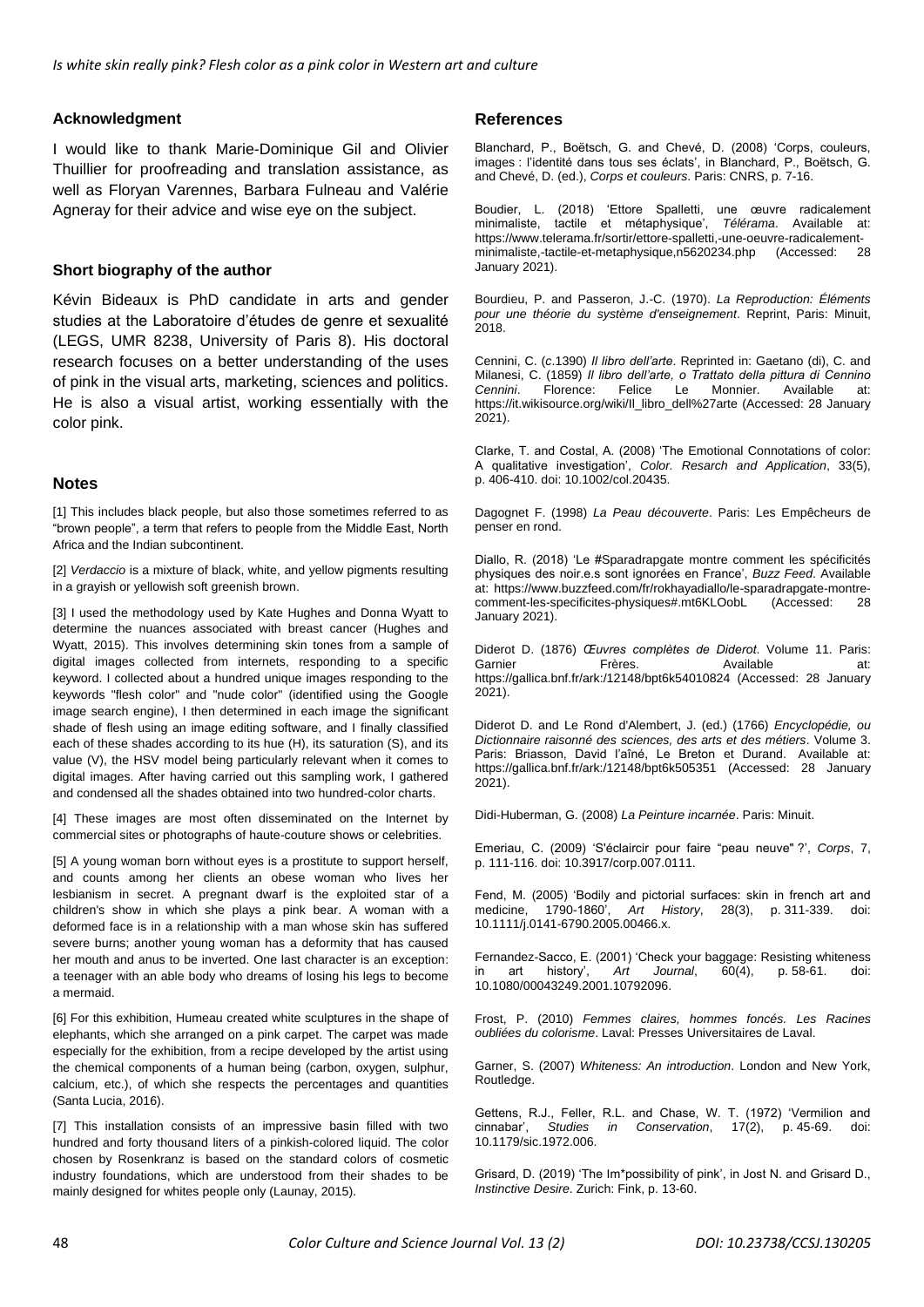## Acknowledgment

I would like to thank Marie-Dominique Gil and Olivier Thuillier for proofreading and translation assistance, as well as Floryan Varennes, Barbara Fulneau and Valérie Agneray for their advice and wise eye on the subject.

## Short biography of the author

Kévin Bideaux is PhD candidate in arts and gender studies at the Laboratoire d'études de genre et sexualité (LEGS, UMR 8238, University of Paris 8). His doctoral research focuses on a better understanding of the uses of pink in the visual arts, marketing, sciences and politics. He is also a visual artist, working essentially with the color pink.

## Notes

[1] This includes black people, but also those sometimes referred to as "brown people", a term that refers to people from the Middle East, North Africa and the Indian subcontinent.

[2] *Verdaccio* is a mixture of black, white, and yellow pigments resulting in a grayish or yellowish soft greenish brown.

[3] I used the methodology used by Kate Hughes and Donna Wyatt to determine the nuances associated with breast cancer (Hughes and Wyatt, 2015). This involves determining skin tones from a sample of digital images collected from internets, responding to a specific keyword. I collected about a hundred unique images responding to the keywords "flesh color" and "nude color" (identified using the Google image search engine), I then determined in each image the significant shade of flesh using an image editing software, and I finally classified each of these shades according to its hue (H), its saturation (S), and its value (V), the HSV model being particularly relevant when it comes to digital images. After having carried out this sampling work, I gathered and condensed all the shades obtained into two hundred-color charts.

[4] These images are most often disseminated on the Internet by commercial sites or photographs of haute-couture shows or celebrities.

[5] A young woman born without eyes is a prostitute to support herself, and counts among her clients an obese woman who lives her lesbianism in secret. A pregnant dwarf is the exploited star of a children's show in which she plays a pink bear. A woman with a deformed face is in a relationship with a man whose skin has suffered severe burns; another young woman has a deformity that has caused her mouth and anus to be inverted. One last character is an exception: a teenager with an able body who dreams of losing his legs to become a mermaid.

[6] For this exhibition, Humeau created white sculptures in the shape of elephants, which she arranged on a pink carpet. The carpet was made especially for the exhibition, from a recipe developed by the artist using the chemical components of a human being (carbon, oxygen, sulphur, calcium, etc.), of which she respects the percentages and quantities (Santa Lucia, 2016).

[7] This installation consists of an impressive basin filled with two hundred and forty thousand liters of a pinkish-colored liquid. The color chosen by Rosenkranz is based on the standard colors of cosmetic industry foundations, which are understood from their shades to be mainly designed for whites people only (Launay, 2015).

## References

Blanchard, P., Boëtsch, G. and Chevé, D. (2008) 'Corps, couleurs, images : l'identité dans tous ses éclats', in Blanchard, P., Boëtsch, G. and Chevé, D. (ed.), *Corps et couleurs*. Paris: CNRS, p. 7-16.

Boudier, L. (2018) 'Ettore Spalletti, une œuvre radicalement minimaliste, tactile et métaphysique', *Télérama*. Available at: https://www.telerama.fr/sortir/ettore-spalletti,-une-oeuvre-radicalement-minimaliste,-tactile-et-metaphysique,n5620234.php (Accessed: 28 January 2021).

Bourdieu, P. and Passeron, J.-C. (1970). *La Reproduction: Éléments pour une théorie du système d'enseignement*. Reprint, Paris: Minuit, 2018.

Cennini, C. (*c.*1390) *Il libro dell'arte*. Reprinted in: Gaetano (di), C. and Milanesi, C. (1859) *Il libro dell'arte, o Trattato della pittura di Cennino Cennini*. Florence: Felice Le Monnier. Available at: https://it.wikisource.org/wiki/Il_libro_dell%27arte (Accessed: 28 January 2021).

Clarke, T. and Costal, A. (2008) 'The Emotional Connotations of color: A qualitative investigation', *Color. Resarch and Application*, 33(5), p. 406-410. doi: 10.1002/col.20435.

Dagognet F. (1998) *La Peau découverte*. Paris: Les Empêcheurs de penser en rond.

Diallo, R. (2018) 'Le #Sparadrapgate montre comment les spécificités physiques des noir.e.s sont ignorées en France', *Buzz Feed*. Available at: https://www.buzzfeed.com/fr/rokhayadiallo/le-sparadrapgate-montre-comment-les-specificites-physiques#.mt6KLOobL (Accessed: 28 January 2021).

Diderot D. (1876) *Œuvres complètes de Diderot*. Volume 11. Paris: Garnier Frères. Available at: https://gallica.bnf.fr/ark:/12148/bpt6k54010824 (Accessed: 28 January 2021).

Diderot D. and Le Rond d'Alembert, J. (ed.) (1766) *Encyclopédie, ou Dictionnaire raisonné des sciences, des arts et des métiers*. Volume 3. Paris: Briasson, David l'aîné, Le Breton et Durand. Available at: https://gallica.bnf.fr/ark:/12148/bpt6k505351 (Accessed: 28 January 2021).

Didi-Huberman, G. (2008) *La Peinture incarnée*. Paris: Minuit.

Emeriau, C. (2009) 'S'éclaircir pour faire "peau neuve" ?', *Corps*, 7, p. 111-116. doi: 10.3917/corp.007.0111.

Fend, M. (2005) 'Bodily and pictorial surfaces: skin in french art and medicine, 1790-1860', *Art History*, 28(3), p. 311-339. doi: 10.1111/j.0141-6790.2005.00466.x.

Fernandez-Sacco, E. (2001) 'Check your baggage: Resisting whiteness in art history', *Art Journal*, 60(4), p. 58-61. doi: 10.1080/00043249.2001.10792096.

Frost, P. (2010) *Femmes claires, hommes foncés. Les Racines oubliées du colorisme*. Laval: Presses Universitaires de Laval.

Garner, S. (2007) *Whiteness: An introduction*. London and New York, Routledge.

Gettens, R.J., Feller, R.L. and Chase, W. T. (1972) 'Vermilion and cinnabar', *Studies in Conservation*, 17(2), p. 45-69. doi: 10.1179/sic.1972.006.

Grisard, D. (2019) 'The Im*possibility of pink', in Jost N. and Grisard D., *Instinctive Desire*. Zurich: Fink, p. 13-60.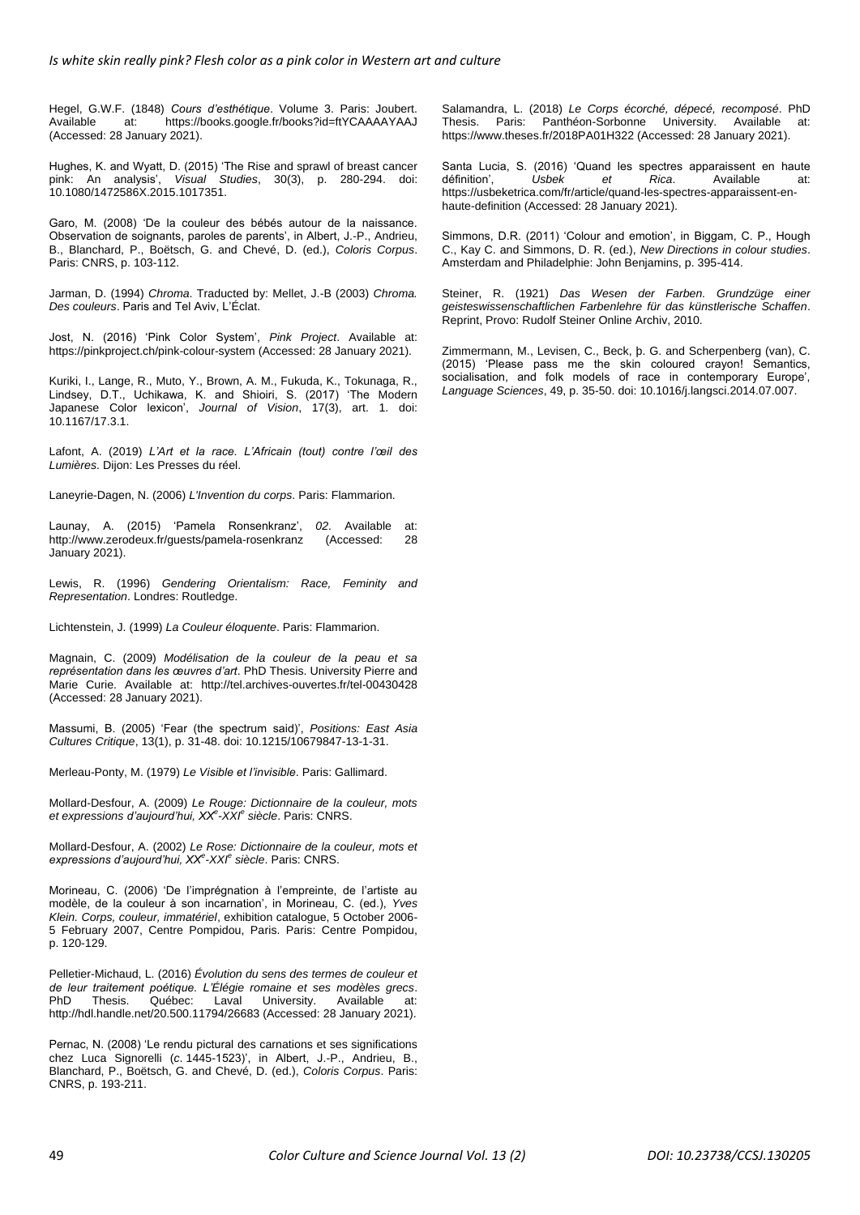Hegel, G.W.F. (1848) *Cours d'esthétique*. Volume 3. Paris: Joubert. Available at: https://books.google.fr/books?id=ftYCAAAAYAAJ (Accessed: 28 January 2021).

Hughes, K. and Wyatt, D. (2015) 'The Rise and sprawl of breast cancer pink: An analysis', *Visual Studies*, 30(3), p. 280-294. doi: 10.1080/1472586X.2015.1017351.

Garo, M. (2008) 'De la couleur des bébés autour de la naissance. Observation de soignants, paroles de parents', in Albert, J.-P., Andrieu, B., Blanchard, P., Boëtsch, G. and Chevé, D. (ed.), *Coloris Corpus*. Paris: CNRS, p. 103-112.

Jarman, D. (1994) *Chroma*. Traducted by: Mellet, J.-B (2003) *Chroma. Des couleurs*. Paris and Tel Aviv, L'Éclat.

Jost, N. (2016) 'Pink Color System', *Pink Project*. Available at: https://pinkproject.ch/pink-colour-system (Accessed: 28 January 2021).

Kuriki, I., Lange, R., Muto, Y., Brown, A. M., Fukuda, K., Tokunaga, R., Lindsey, D.T., Uchikawa, K. and Shioiri, S. (2017) 'The Modern Japanese Color lexicon', *Journal of Vision*, 17(3), art. 1. doi: 10.1167/17.3.1.

Lafont, A. (2019) *L'Art et la race. L'Africain (tout) contre l'œil des Lumières*. Dijon: Les Presses du réel.

Laneyrie-Dagen, N. (2006) *L'Invention du corps*. Paris: Flammarion.

Launay, A. (2015) 'Pamela Ronsenkranz', *02*. Available at: http://www.zerodeux.fr/guests/pamela-rosenkranz (Accessed: 28 January 2021).

Lewis, R. (1996) *Gendering Orientalism: Race, Feminity and Representation*. Londres: Routledge.

Lichtenstein, J. (1999) *La Couleur éloquente*. Paris: Flammarion.

Magnain, C. (2009) *Modélisation de la couleur de la peau et sa représentation dans les œuvres d'art*. PhD Thesis. University Pierre and Marie Curie. Available at: http://tel.archives-ouvertes.fr/tel-00430428 (Accessed: 28 January 2021).

Massumi, B. (2005) 'Fear (the spectrum said)', *Positions: East Asia Cultures Critique*, 13(1), p. 31-48. doi: 10.1215/10679847-13-1-31.

Merleau-Ponty, M. (1979) *Le Visible et l'invisible*. Paris: Gallimard.

Mollard-Desfour, A. (2009) *Le Rouge: Dictionnaire de la couleur, mots et expressions d'aujourd'hui, XX^e-XXI^e siècle*. Paris: CNRS.

Mollard-Desfour, A. (2002) *Le Rose: Dictionnaire de la couleur, mots et expressions d'aujourd'hui, XX^e-XXI^e siècle*. Paris: CNRS.

Morineau, C. (2006) 'De l'imprégnation à l'empreinte, de l'artiste au modèle, de la couleur à son incarnation', in Morineau, C. (ed.), *Yves Klein. Corps, couleur, immatériel*, exhibition catalogue, 5 October 2006-5 February 2007, Centre Pompidou, Paris. Paris: Centre Pompidou, p. 120-129.

Pelletier-Michaud, L. (2016) *Évolution du sens des termes de couleur et de leur traitement poétique. L'Élégie romaine et ses modèles grecs*. PhD Thesis. Québec: Laval University. Available at: http://hdl.handle.net/20.500.11794/26683 (Accessed: 28 January 2021).

Pernac, N. (2008) 'Le rendu pictural des carnations et ses significations chez Luca Signorelli (*c.* 1445-1523)', in Albert, J.-P., Andrieu, B., Blanchard, P., Boëtsch, G. and Chevé, D. (ed.), *Coloris Corpus*. Paris: CNRS, p. 193-211.

Salamandra, L. (2018) *Le Corps écorché, dépecé, recomposé*. PhD Thesis. Paris: Panthéon-Sorbonne University. Available at: https://www.theses.fr/2018PA01H322 (Accessed: 28 January 2021).

Santa Lucia, S. (2016) 'Quand les spectres apparaissent en haute définition', *Usbek et Rica*. Available at: https://usbeketrica.com/fr/article/quand-les-spectres-apparaissent-en-haute-definition (Accessed: 28 January 2021).

Simmons, D.R. (2011) 'Colour and emotion', in Biggam, C. P., Hough C., Kay C. and Simmons, D. R. (ed.), *New Directions in colour studies*. Amsterdam and Philadelphia: John Benjamins, p. 395-414.

Steiner, R. (1921) *Das Wesen der Farben. Grundzüge einer geisteswissenschaftlichen Farbenlehre für das künstlerische Schaffen*. Reprint, Provo: Rudolf Steiner Online Archiv, 2010.

Zimmermann, M., Levisen, C., Beck, þ. G. and Scherpenberg (van), C. (2015) 'Please pass me the skin coloured crayon! Semantics, socialisation, and folk models of race in contemporary Europe', *Language Sciences*, 49, p. 35-50. doi: 10.1016/j.langsci.2014.07.007.